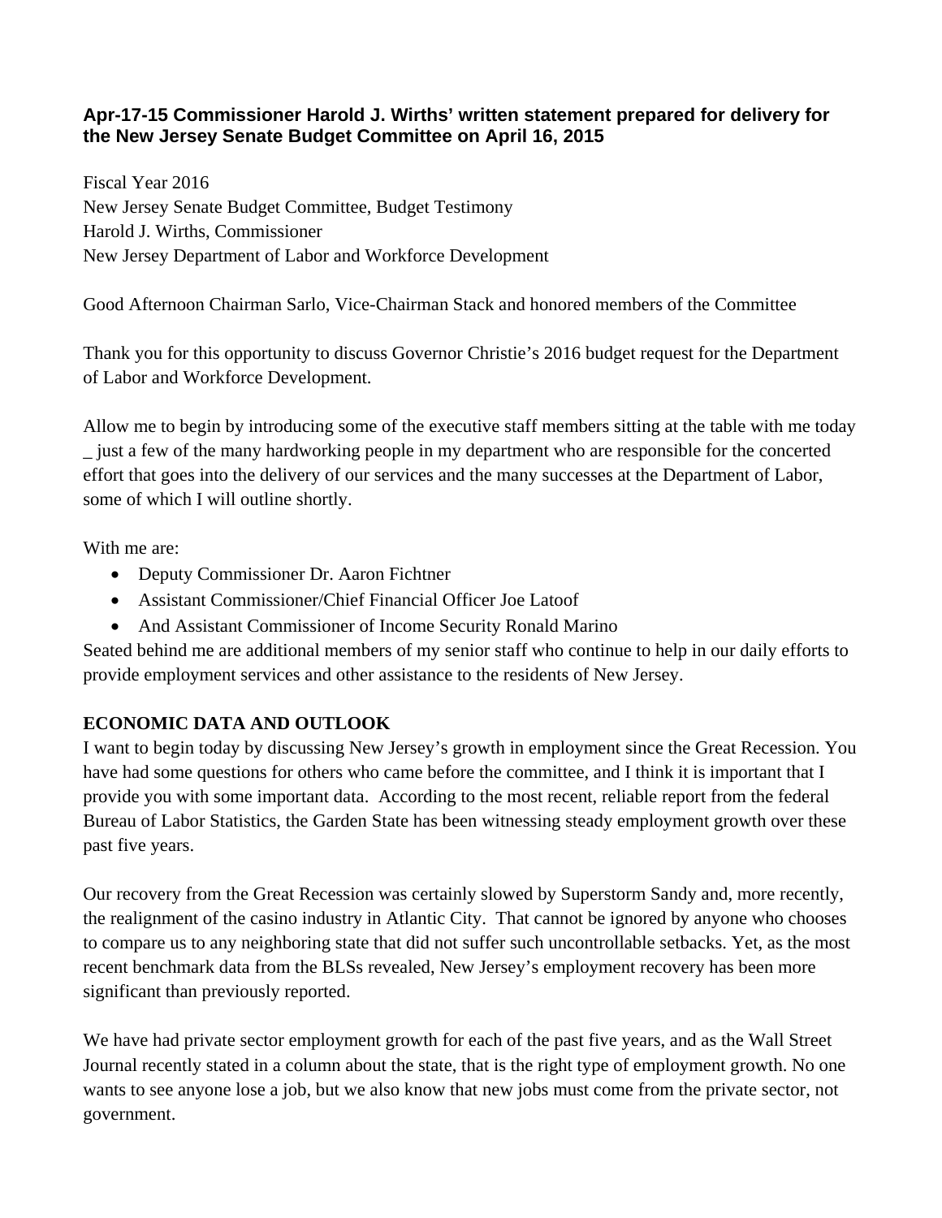**Apr-17-15 Commissioner Harold J. Wirths' written statement prepared for delivery for the New Jersey Senate Budget Committee on April 16, 2015**

Fiscal Year 2016
New Jersey Senate Budget Committee, Budget Testimony
Harold J. Wirths, Commissioner
New Jersey Department of Labor and Workforce Development

Good Afternoon Chairman Sarlo, Vice-Chairman Stack and honored members of the Committee

Thank you for this opportunity to discuss Governor Christie's 2016 budget request for the Department of Labor and Workforce Development.

Allow me to begin by introducing some of the executive staff members sitting at the table with me today _ just a few of the many hardworking people in my department who are responsible for the concerted effort that goes into the delivery of our services and the many successes at the Department of Labor, some of which I will outline shortly.

With me are:

- Deputy Commissioner Dr. Aaron Fichtner
- Assistant Commissioner/Chief Financial Officer Joe Latoof
- And Assistant Commissioner of Income Security Ronald Marino

Seated behind me are additional members of my senior staff who continue to help in our daily efforts to provide employment services and other assistance to the residents of New Jersey.

**ECONOMIC DATA AND OUTLOOK**

I want to begin today by discussing New Jersey's growth in employment since the Great Recession. You have had some questions for others who came before the committee, and I think it is important that I provide you with some important data. According to the most recent, reliable report from the federal Bureau of Labor Statistics, the Garden State has been witnessing steady employment growth over these past five years.

Our recovery from the Great Recession was certainly slowed by Superstorm Sandy and, more recently, the realignment of the casino industry in Atlantic City. That cannot be ignored by anyone who chooses to compare us to any neighboring state that did not suffer such uncontrollable setbacks. Yet, as the most recent benchmark data from the BLSs revealed, New Jersey's employment recovery has been more significant than previously reported.

We have had private sector employment growth for each of the past five years, and as the Wall Street Journal recently stated in a column about the state, that is the right type of employment growth. No one wants to see anyone lose a job, but we also know that new jobs must come from the private sector, not government.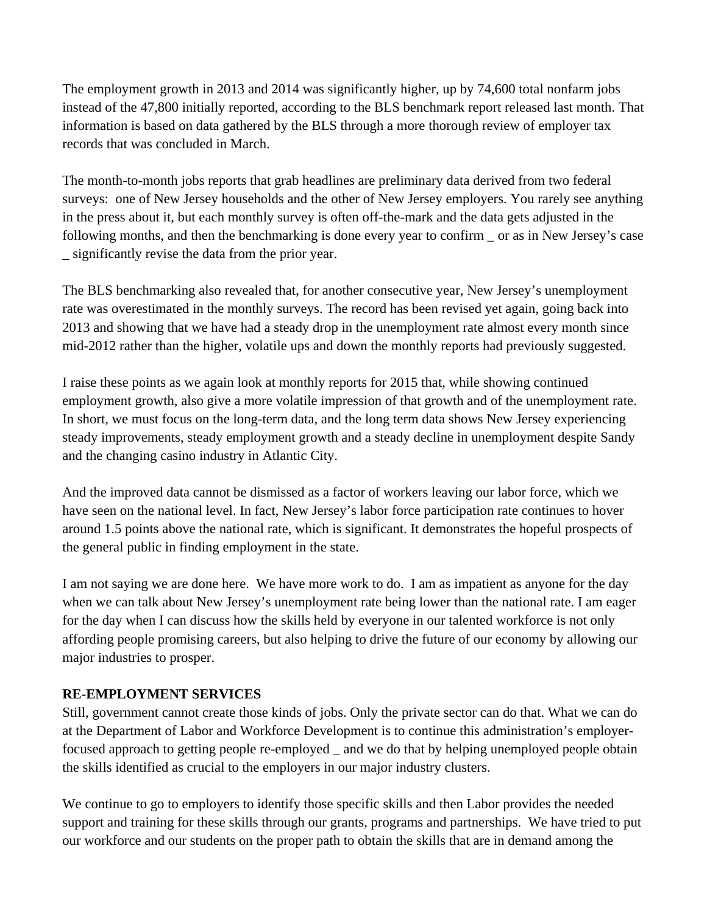The employment growth in 2013 and 2014 was significantly higher, up by 74,600 total nonfarm jobs instead of the 47,800 initially reported, according to the BLS benchmark report released last month. That information is based on data gathered by the BLS through a more thorough review of employer tax records that was concluded in March.

The month-to-month jobs reports that grab headlines are preliminary data derived from two federal surveys: one of New Jersey households and the other of New Jersey employers. You rarely see anything in the press about it, but each monthly survey is often off-the-mark and the data gets adjusted in the following months, and then the benchmarking is done every year to confirm _ or as in New Jersey's case _ significantly revise the data from the prior year.

The BLS benchmarking also revealed that, for another consecutive year, New Jersey's unemployment rate was overestimated in the monthly surveys. The record has been revised yet again, going back into 2013 and showing that we have had a steady drop in the unemployment rate almost every month since mid-2012 rather than the higher, volatile ups and down the monthly reports had previously suggested.

I raise these points as we again look at monthly reports for 2015 that, while showing continued employment growth, also give a more volatile impression of that growth and of the unemployment rate. In short, we must focus on the long-term data, and the long term data shows New Jersey experiencing steady improvements, steady employment growth and a steady decline in unemployment despite Sandy and the changing casino industry in Atlantic City.

And the improved data cannot be dismissed as a factor of workers leaving our labor force, which we have seen on the national level. In fact, New Jersey's labor force participation rate continues to hover around 1.5 points above the national rate, which is significant. It demonstrates the hopeful prospects of the general public in finding employment in the state.

I am not saying we are done here. We have more work to do. I am as impatient as anyone for the day when we can talk about New Jersey's unemployment rate being lower than the national rate. I am eager for the day when I can discuss how the skills held by everyone in our talented workforce is not only affording people promising careers, but also helping to drive the future of our economy by allowing our major industries to prosper.

**RE-EMPLOYMENT SERVICES**

Still, government cannot create those kinds of jobs. Only the private sector can do that. What we can do at the Department of Labor and Workforce Development is to continue this administration's employer-focused approach to getting people re-employed _ and we do that by helping unemployed people obtain the skills identified as crucial to the employers in our major industry clusters.

We continue to go to employers to identify those specific skills and then Labor provides the needed support and training for these skills through our grants, programs and partnerships. We have tried to put our workforce and our students on the proper path to obtain the skills that are in demand among the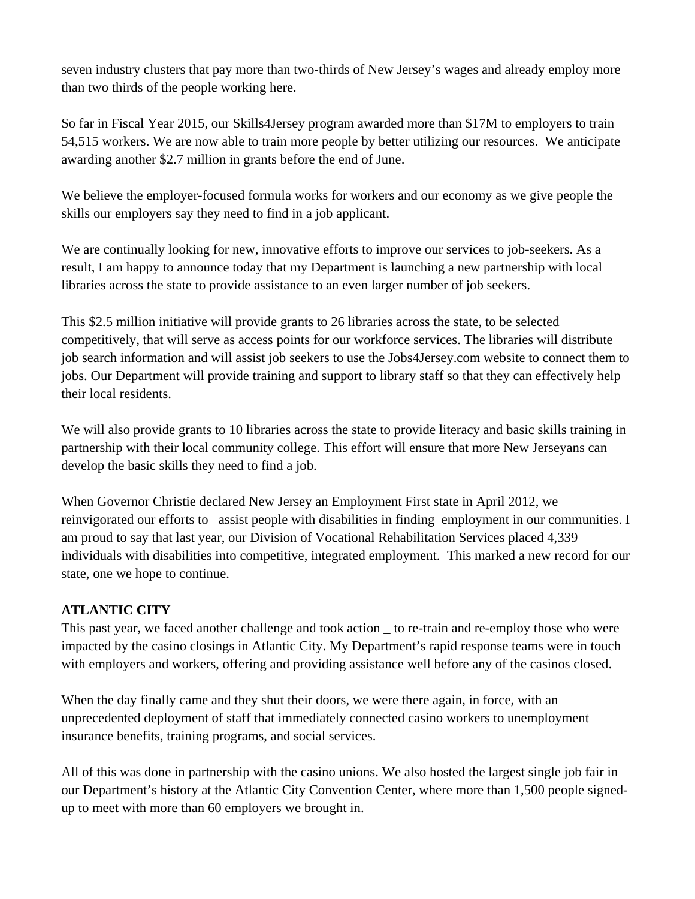seven industry clusters that pay more than two-thirds of New Jersey's wages and already employ more than two thirds of the people working here.

So far in Fiscal Year 2015, our Skills4Jersey program awarded more than $17M to employers to train 54,515 workers. We are now able to train more people by better utilizing our resources. We anticipate awarding another $2.7 million in grants before the end of June.

We believe the employer-focused formula works for workers and our economy as we give people the skills our employers say they need to find in a job applicant.

We are continually looking for new, innovative efforts to improve our services to job-seekers. As a result, I am happy to announce today that my Department is launching a new partnership with local libraries across the state to provide assistance to an even larger number of job seekers.

This $2.5 million initiative will provide grants to 26 libraries across the state, to be selected competitively, that will serve as access points for our workforce services. The libraries will distribute job search information and will assist job seekers to use the Jobs4Jersey.com website to connect them to jobs. Our Department will provide training and support to library staff so that they can effectively help their local residents.

We will also provide grants to 10 libraries across the state to provide literacy and basic skills training in partnership with their local community college. This effort will ensure that more New Jerseyans can develop the basic skills they need to find a job.

When Governor Christie declared New Jersey an Employment First state in April 2012, we reinvigorated our efforts to assist people with disabilities in finding employment in our communities. I am proud to say that last year, our Division of Vocational Rehabilitation Services placed 4,339 individuals with disabilities into competitive, integrated employment. This marked a new record for our state, one we hope to continue.

**ATLANTIC CITY**

This past year, we faced another challenge and took action _ to re-train and re-employ those who were impacted by the casino closings in Atlantic City. My Department's rapid response teams were in touch with employers and workers, offering and providing assistance well before any of the casinos closed.

When the day finally came and they shut their doors, we were there again, in force, with an unprecedented deployment of staff that immediately connected casino workers to unemployment insurance benefits, training programs, and social services.

All of this was done in partnership with the casino unions. We also hosted the largest single job fair in our Department's history at the Atlantic City Convention Center, where more than 1,500 people signed-up to meet with more than 60 employers we brought in.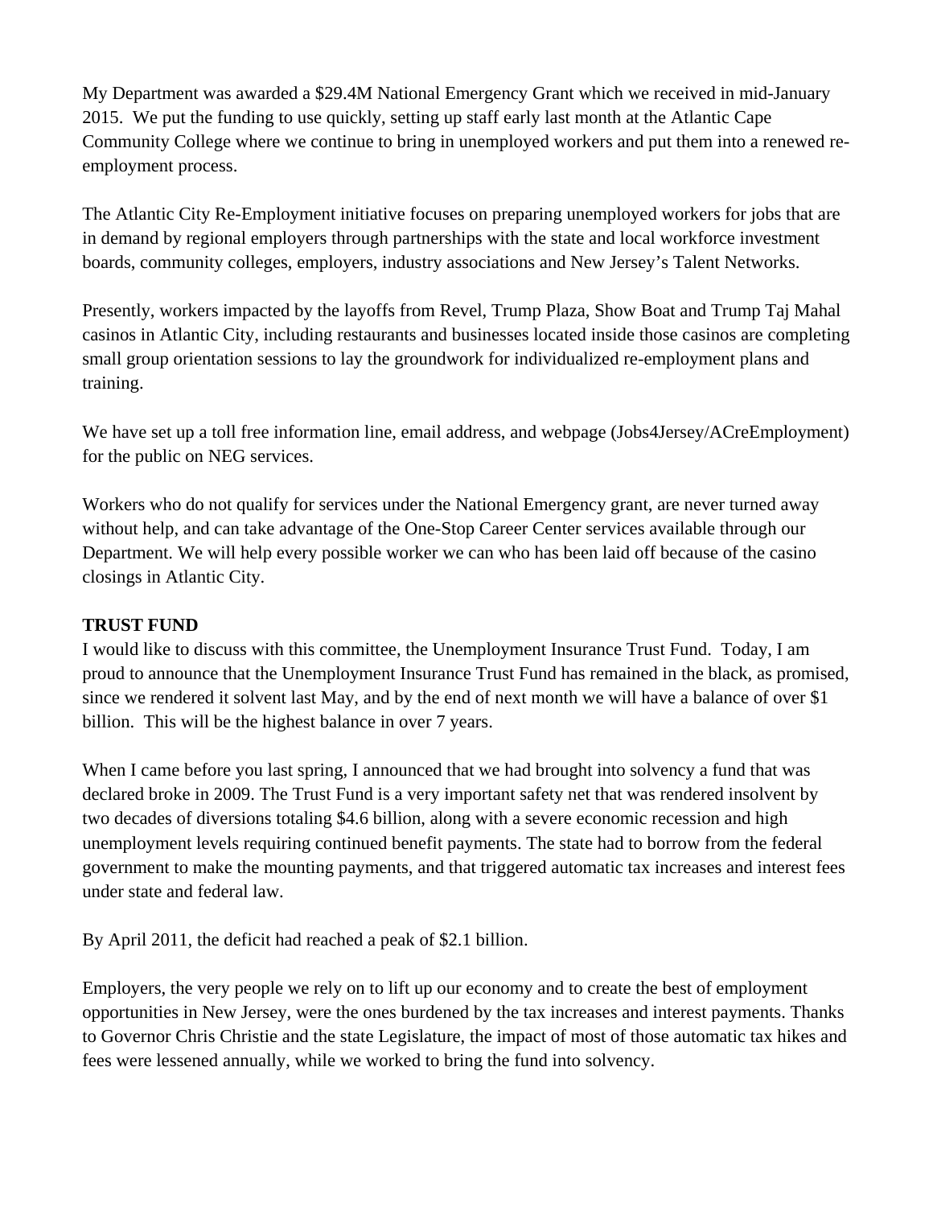My Department was awarded a $29.4M National Emergency Grant which we received in mid-January 2015. We put the funding to use quickly, setting up staff early last month at the Atlantic Cape Community College where we continue to bring in unemployed workers and put them into a renewed re-employment process.

The Atlantic City Re-Employment initiative focuses on preparing unemployed workers for jobs that are in demand by regional employers through partnerships with the state and local workforce investment boards, community colleges, employers, industry associations and New Jersey's Talent Networks.

Presently, workers impacted by the layoffs from Revel, Trump Plaza, Show Boat and Trump Taj Mahal casinos in Atlantic City, including restaurants and businesses located inside those casinos are completing small group orientation sessions to lay the groundwork for individualized re-employment plans and training.

We have set up a toll free information line, email address, and webpage (Jobs4Jersey/ACreEmployment) for the public on NEG services.

Workers who do not qualify for services under the National Emergency grant, are never turned away without help, and can take advantage of the One-Stop Career Center services available through our Department. We will help every possible worker we can who has been laid off because of the casino closings in Atlantic City.

**TRUST FUND**

I would like to discuss with this committee, the Unemployment Insurance Trust Fund. Today, I am proud to announce that the Unemployment Insurance Trust Fund has remained in the black, as promised, since we rendered it solvent last May, and by the end of next month we will have a balance of over $1 billion. This will be the highest balance in over 7 years.

When I came before you last spring, I announced that we had brought into solvency a fund that was declared broke in 2009. The Trust Fund is a very important safety net that was rendered insolvent by two decades of diversions totaling $4.6 billion, along with a severe economic recession and high unemployment levels requiring continued benefit payments. The state had to borrow from the federal government to make the mounting payments, and that triggered automatic tax increases and interest fees under state and federal law.

By April 2011, the deficit had reached a peak of $2.1 billion.

Employers, the very people we rely on to lift up our economy and to create the best of employment opportunities in New Jersey, were the ones burdened by the tax increases and interest payments. Thanks to Governor Chris Christie and the state Legislature, the impact of most of those automatic tax hikes and fees were lessened annually, while we worked to bring the fund into solvency.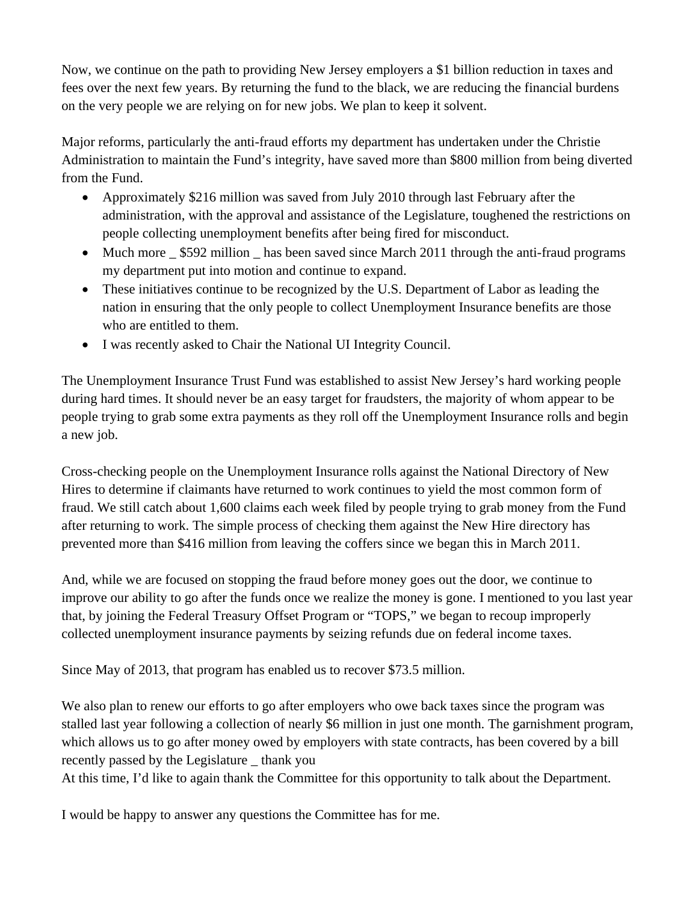Now, we continue on the path to providing New Jersey employers a $1 billion reduction in taxes and fees over the next few years. By returning the fund to the black, we are reducing the financial burdens on the very people we are relying on for new jobs. We plan to keep it solvent.

Major reforms, particularly the anti-fraud efforts my department has undertaken under the Christie Administration to maintain the Fund's integrity, have saved more than $800 million from being diverted from the Fund.

- Approximately $216 million was saved from July 2010 through last February after the administration, with the approval and assistance of the Legislature, toughened the restrictions on people collecting unemployment benefits after being fired for misconduct.
- Much more _ $592 million _ has been saved since March 2011 through the anti-fraud programs my department put into motion and continue to expand.
- These initiatives continue to be recognized by the U.S. Department of Labor as leading the nation in ensuring that the only people to collect Unemployment Insurance benefits are those who are entitled to them.
- I was recently asked to Chair the National UI Integrity Council.

The Unemployment Insurance Trust Fund was established to assist New Jersey's hard working people during hard times. It should never be an easy target for fraudsters, the majority of whom appear to be people trying to grab some extra payments as they roll off the Unemployment Insurance rolls and begin a new job.

Cross-checking people on the Unemployment Insurance rolls against the National Directory of New Hires to determine if claimants have returned to work continues to yield the most common form of fraud. We still catch about 1,600 claims each week filed by people trying to grab money from the Fund after returning to work. The simple process of checking them against the New Hire directory has prevented more than $416 million from leaving the coffers since we began this in March 2011.

And, while we are focused on stopping the fraud before money goes out the door, we continue to improve our ability to go after the funds once we realize the money is gone. I mentioned to you last year that, by joining the Federal Treasury Offset Program or "TOPS," we began to recoup improperly collected unemployment insurance payments by seizing refunds due on federal income taxes.

Since May of 2013, that program has enabled us to recover $73.5 million.

We also plan to renew our efforts to go after employers who owe back taxes since the program was stalled last year following a collection of nearly $6 million in just one month. The garnishment program, which allows us to go after money owed by employers with state contracts, has been covered by a bill recently passed by the Legislature _ thank you

At this time, I'd like to again thank the Committee for this opportunity to talk about the Department.

I would be happy to answer any questions the Committee has for me.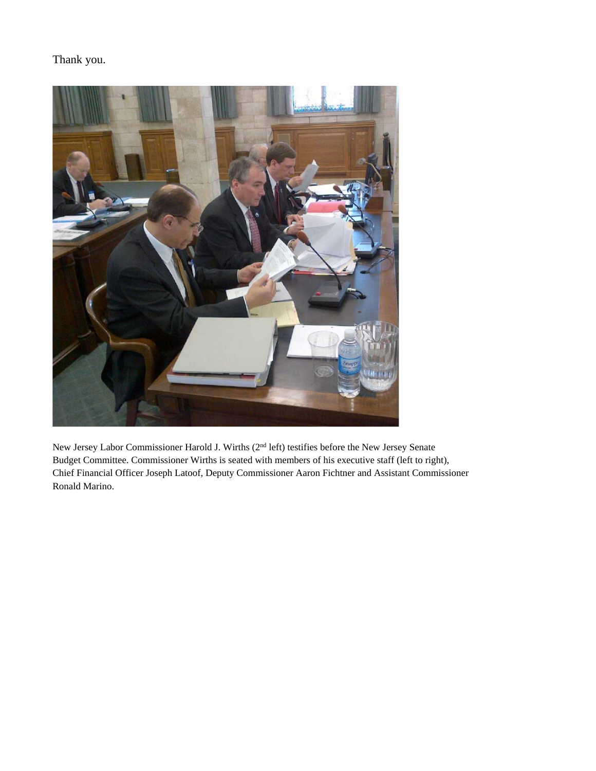Thank you.

New Jersey Labor Commissioner Harold J. Wirths (2nd left) testifies before the New Jersey Senate Budget Committee. Commissioner Wirths is seated with members of his executive staff (left to right), Chief Financial Officer Joseph Latoof, Deputy Commissioner Aaron Fichtner and Assistant Commissioner Ronald Marino.